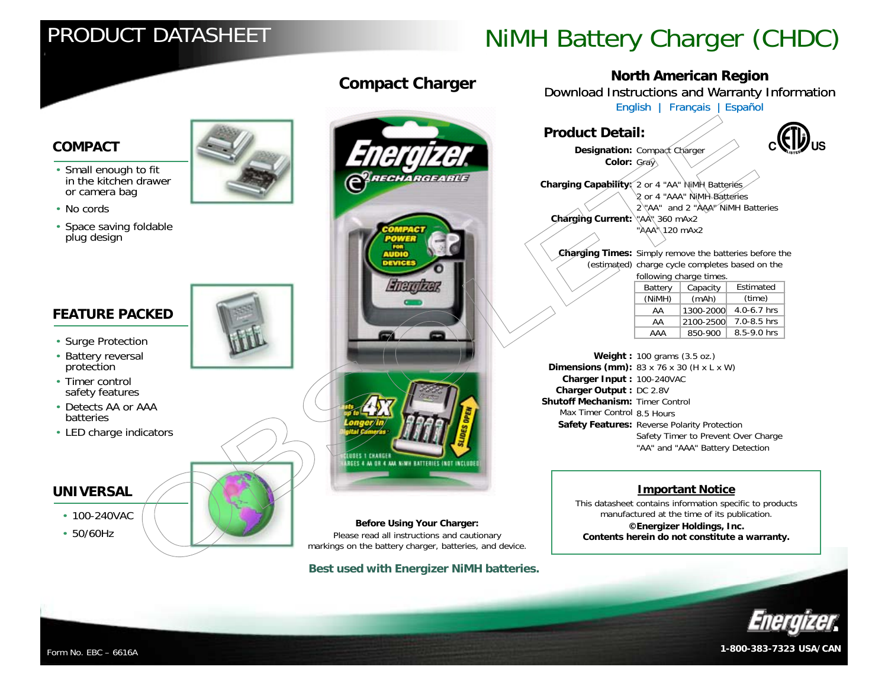# PRODUCT DATASHEET

# NiMH Battery Charger (CHDC)

## Compact Charger

## North American Region

Download Instructions and Warranty Information

English | Français | Español

## COMPACT

- Small enough to fit in the kitchen drawer or camera bag
- No cords
- Space saving foldable plug design

## FEATURE PACKED

- Surge Protection
- Battery reversal protection
- Timer control safety features
- Detects AA or AAA batteries
- LED charge indicators

## UNIVERSAL

- 100-240VAC
- 50/60Hz

## Product Detail:

**Designation:** Compact Charger

**Color:** Gray

**Charging Capability:** 2 or 4 "AA" NiMH Batteries
2 or 4 "AAA" NiMH Batteries
2 "AA" and 2 "AAA" NiMH Batteries

**Charging Current:** "AA" 360 mAx2
"AAA" 120 mAx2

**Charging Times:** (estimated) Simply remove the batteries before the charge cycle completes based on the following charge times.

| Battery (NiMH) | Capacity (mAh) | Estimated (time) |
|---|---|---|
| AA | 1300-2000 | 4.0-6.7 hrs |
| AA | 2100-2500 | 7.0-8.5 hrs |
| AAA | 850-900 | 8.5-9.0 hrs |

**Weight :** 100 grams (3.5 oz.)

**Dimensions (mm):** 83 x 76 x 30 (H x L x W)

**Charger Input :** 100-240VAC

**Charger Output :** DC 2.8V

**Shutoff Mechanism:** Timer Control

Max Timer Control 8.5 Hours

**Safety Features:** Reverse Polarity Protection
Safety Timer to Prevent Over Charge
"AA" and "AAA" Battery Detection

**Before Using Your Charger:**
Please read all instructions and cautionary markings on the battery charger, batteries, and device.

**Best used with Energizer NiMH batteries.**

### Important Notice

This datasheet contains information specific to products manufactured at the time of its publication.

**©Energizer Holdings, Inc.**
**Contents herein do not constitute a warranty.**

Form No. EBC – 6616A

**1-800-383-7323 USA/CAN**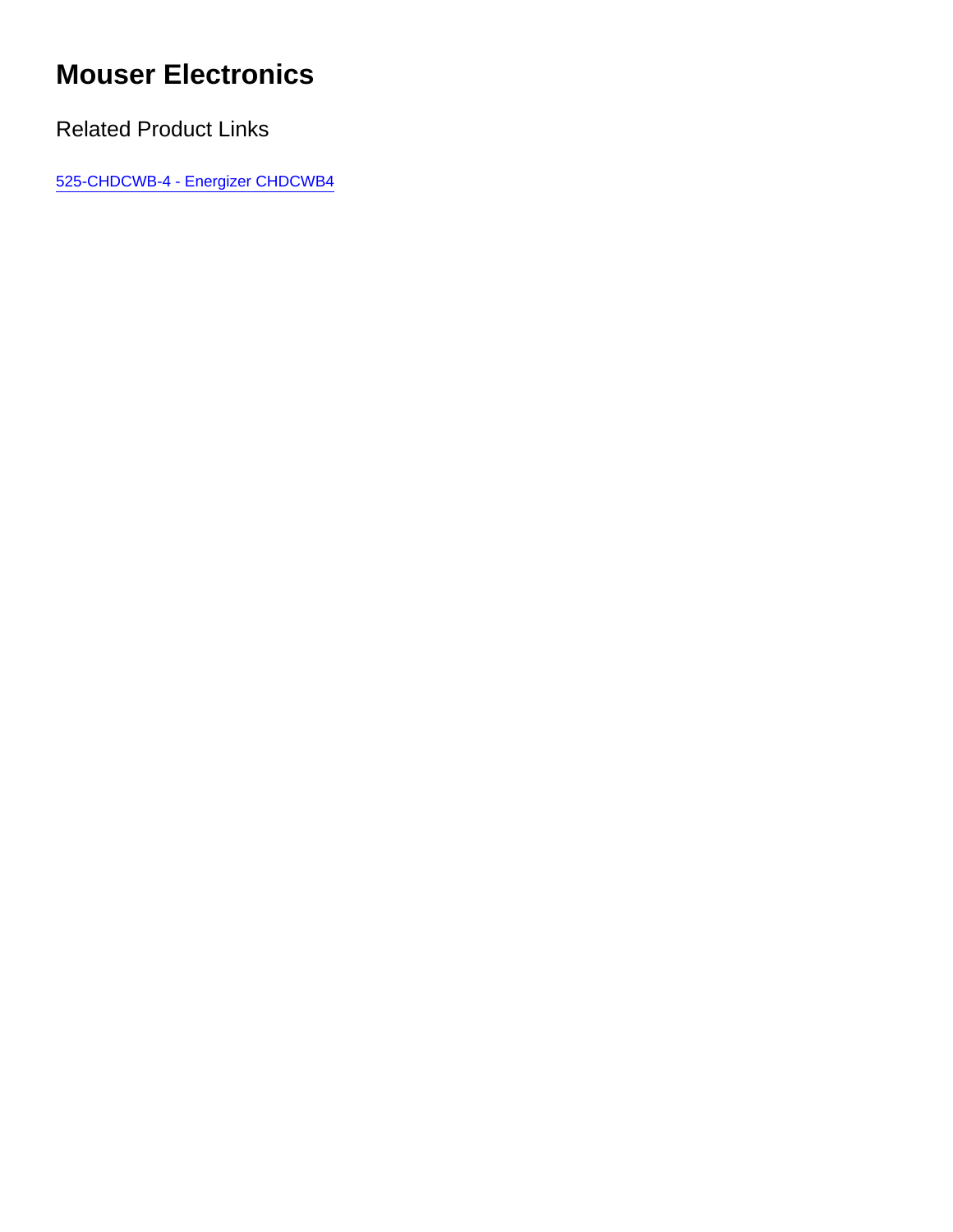# Mouser Electronics

Related Product Links

525-CHDCWB-4 - Energizer CHDCWB4